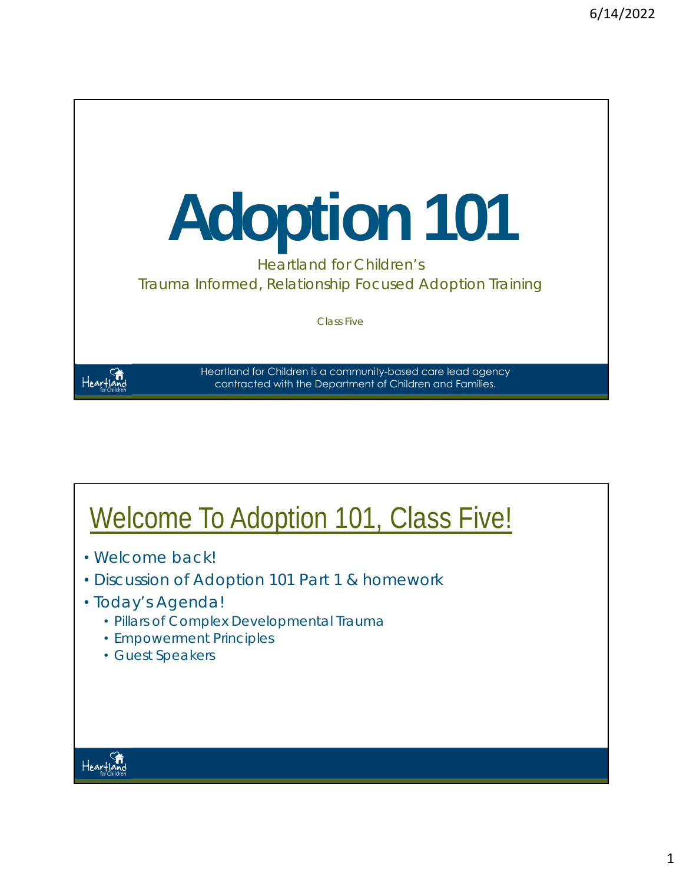# Adoption 101

Heartland for Children's
Trauma Informed, Relationship Focused Adoption Training

Class Five

Heartland for Children is a community-based care lead agency contracted with the Department of Children and Families.

## Welcome To Adoption 101, Class Five!

- Welcome back!
- Discussion of Adoption 101 Part 1 & homework
- Today's Agenda!
  - Pillars of Complex Developmental Trauma
  - Empowerment Principles
  - Guest Speakers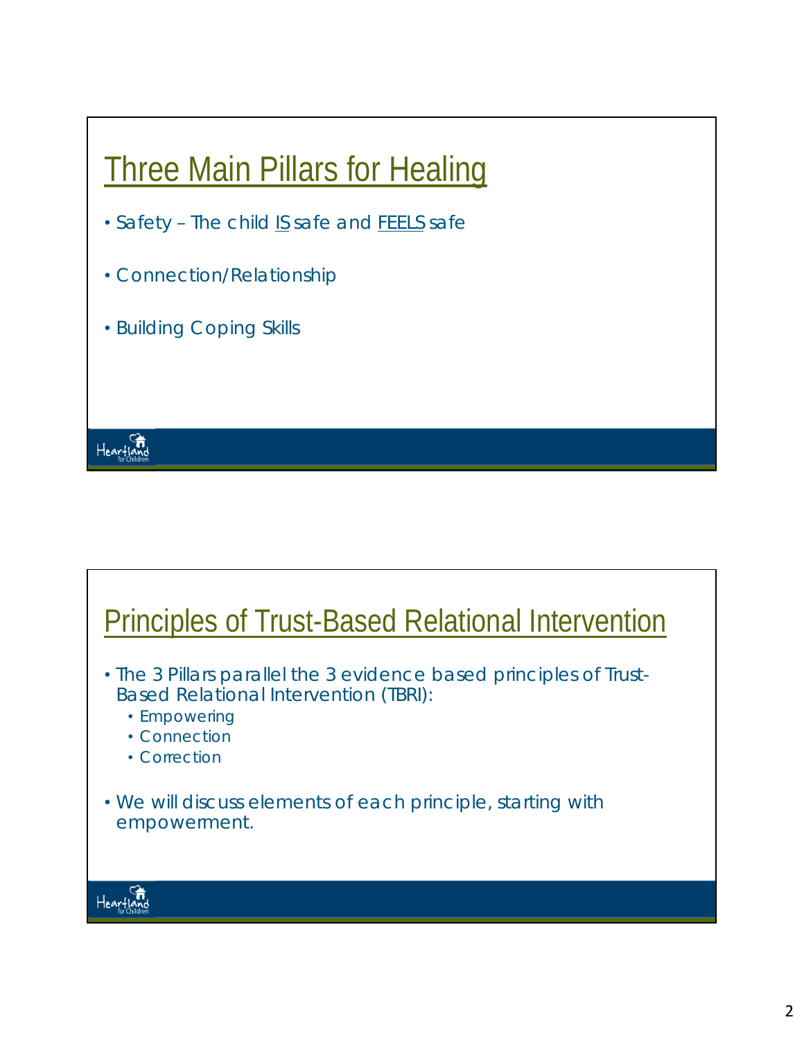## Three Main Pillars for Healing

- Safety – The child IS safe and FEELS safe
- Connection/Relationship
- Building Coping Skills

## Principles of Trust-Based Relational Intervention

- The 3 Pillars parallel the 3 evidence based principles of Trust-Based Relational Intervention (TBRI):
  - Empowering
  - Connection
  - Correction
- We will discuss elements of each principle, starting with empowerment.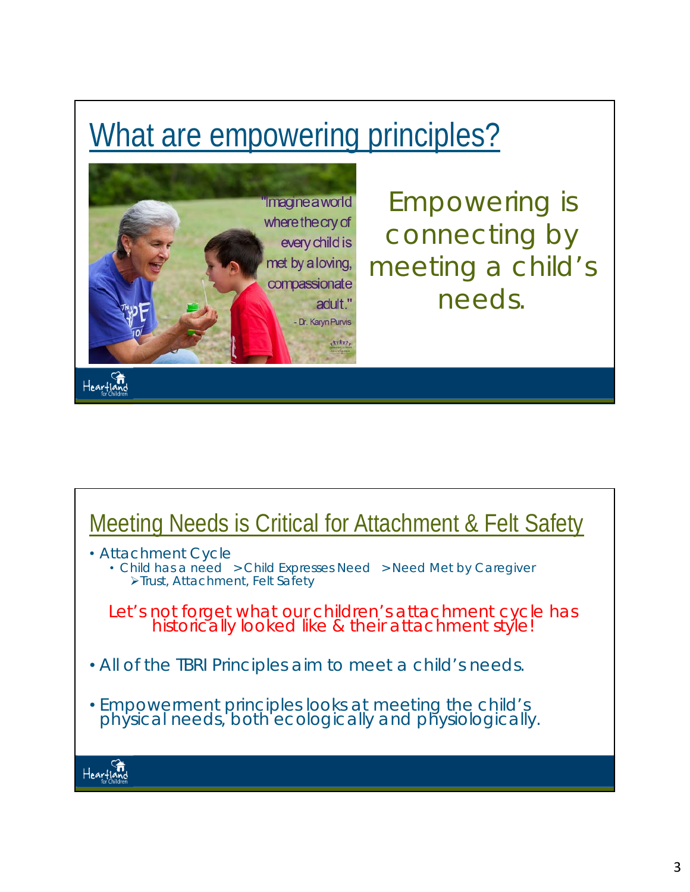## What are empowering principles?

"Imagine a world where the cry of every child is met by a loving, compassionate adult."
- Dr. Karyn Purvis

Empowering is connecting by meeting a child's needs.

## Meeting Needs is Critical for Attachment & Felt Safety

- Attachment Cycle
  - Child has a need >Child Expresses Need >Need Met by Caregiver
    - ➢Trust, Attachment, Felt Safety

Let's not forget what our children's attachment cycle has historically looked like & their attachment style!

- All of the TBRI Principles aim to meet a child's needs.
- Empowerment principles looks at meeting the child's physical needs, both ecologically and physiologically.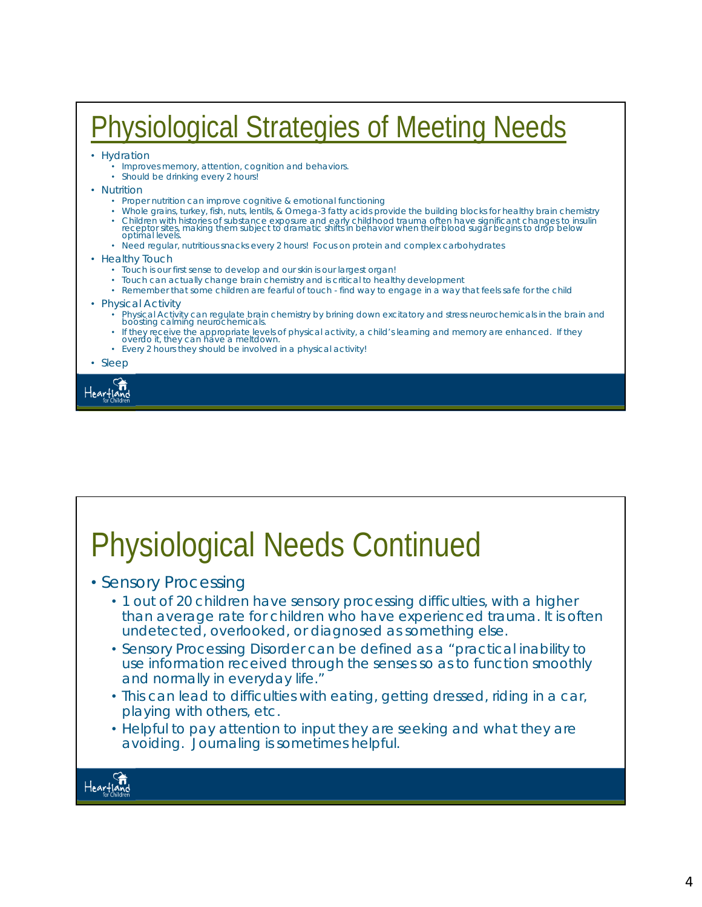# Physiological Strategies of Meeting Needs

- Hydration
  - Improves memory, attention, cognition and behaviors.
  - Should be drinking every 2 hours!
- Nutrition
  - Proper nutrition can improve cognitive & emotional functioning
  - Whole grains, turkey, fish, nuts, lentils, & Omega-3 fatty acids provide the building blocks for healthy brain chemistry
  - Children with histories of substance exposure and early childhood trauma often have significant changes to insulin receptor sites, making them subject to dramatic shifts in behavior when their blood sugar begins to drop below optimal levels.
  - Need regular, nutritious snacks every 2 hours! Focus on protein and complex carbohydrates
- Healthy Touch
  - Touch is our first sense to develop and our skin is our largest organ!
  - Touch can actually change brain chemistry and is critical to healthy development
  - Remember that some children are fearful of touch - find way to engage in a way that feels safe for the child
- Physical Activity
  - Physical Activity can regulate brain chemistry by brining down excitatory and stress neurochemicals in the brain and boosting calming neurochemicals.
  - If they receive the appropriate levels of physical activity, a child's learning and memory are enhanced. If they overdo it, they can have a meltdown.
  - Every 2 hours they should be involved in a physical activity!
- Sleep

# Physiological Needs Continued

- Sensory Processing
  - 1 out of 20 children have sensory processing difficulties, with a higher than average rate for children who have experienced trauma. It is often undetected, overlooked, or diagnosed as something else.
  - Sensory Processing Disorder can be defined as a "practical inability to use information received through the senses so as to function smoothly and normally in everyday life."
  - This can lead to difficulties with eating, getting dressed, riding in a car, playing with others, etc.
  - Helpful to pay attention to input they are seeking and what they are avoiding. Journaling is sometimes helpful.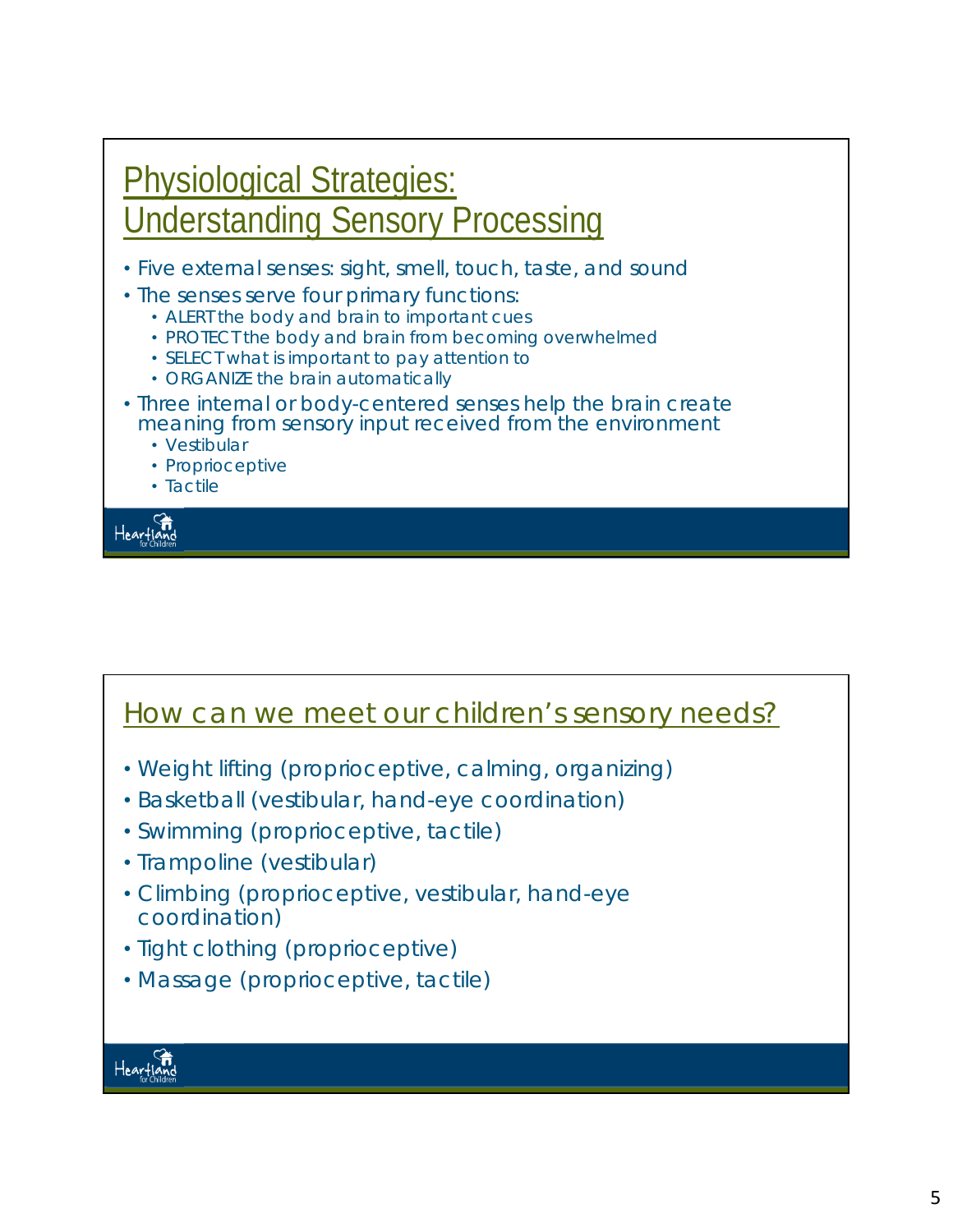## Physiological Strategies: Understanding Sensory Processing

- Five external senses: sight, smell, touch, taste, and sound
- The senses serve four primary functions:
  - ALERT the body and brain to important cues
  - PROTECT the body and brain from becoming overwhelmed
  - SELECT what is important to pay attention to
  - ORGANIZE the brain automatically
- Three internal or body-centered senses help the brain create meaning from sensory input received from the environment
  - Vestibular
  - Proprioceptive
  - Tactile

## How can we meet our children's sensory needs?

- Weight lifting (proprioceptive, calming, organizing)
- Basketball (vestibular, hand-eye coordination)
- Swimming (proprioceptive, tactile)
- Trampoline (vestibular)
- Climbing (proprioceptive, vestibular, hand-eye coordination)
- Tight clothing (proprioceptive)
- Massage (proprioceptive, tactile)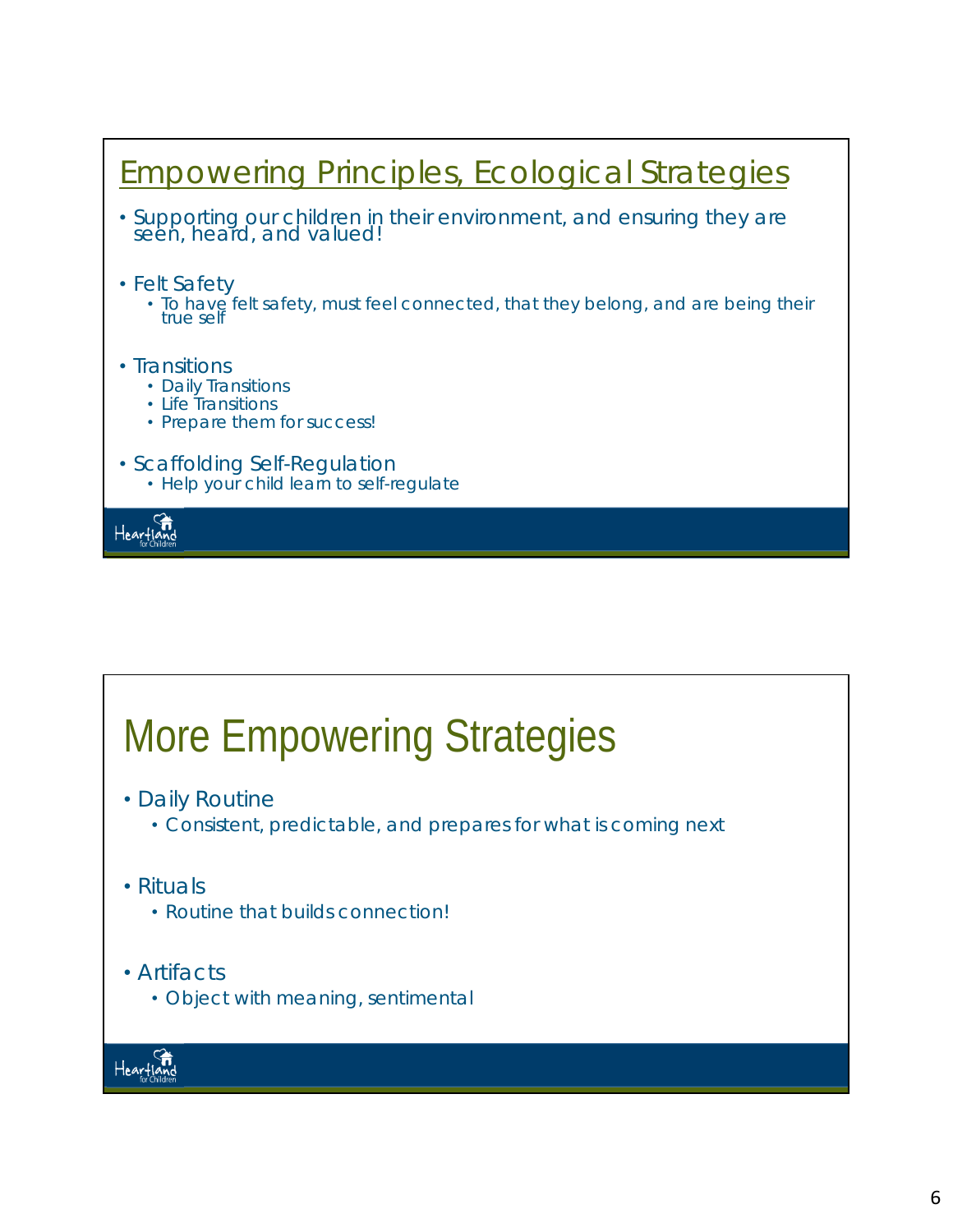## Empowering Principles, Ecological Strategies

- Supporting our children in their environment, and ensuring they are seen, heard, and valued!
- Felt Safety
  - To have felt safety, must feel connected, that they belong, and are being their true self
- Transitions
  - Daily Transitions
  - Life Transitions
  - Prepare them for success!
- Scaffolding Self-Regulation
  - Help your child learn to self-regulate

## More Empowering Strategies

- Daily Routine
  - Consistent, predictable, and prepares for what is coming next
- Rituals
  - Routine that builds connection!
- Artifacts
  - Object with meaning, sentimental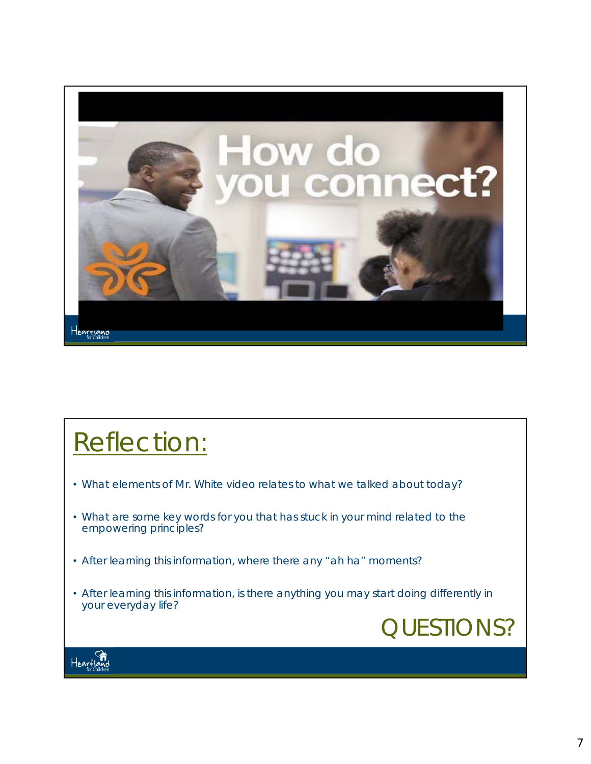How do you connect?

## Reflection:

- What elements of Mr. White video relates to what we talked about today?
- What are some key words for you that has stuck in your mind related to the empowering principles?
- After learning this information, where there any "ah ha" moments?
- After learning this information, is there anything you may start doing differently in your everyday life?

QUESTIONS?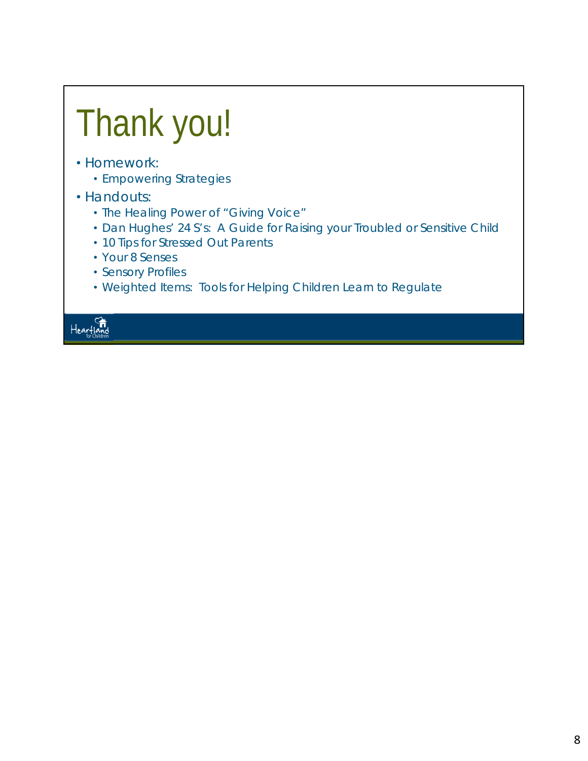# Thank you!

- Homework:
  - Empowering Strategies
- Handouts:
  - The Healing Power of "Giving Voice"
  - Dan Hughes' 24 S's: A Guide for Raising your Troubled or Sensitive Child
  - 10 Tips for Stressed Out Parents
  - Your 8 Senses
  - Sensory Profiles
  - Weighted Items: Tools for Helping Children Learn to Regulate

Heartland for Children